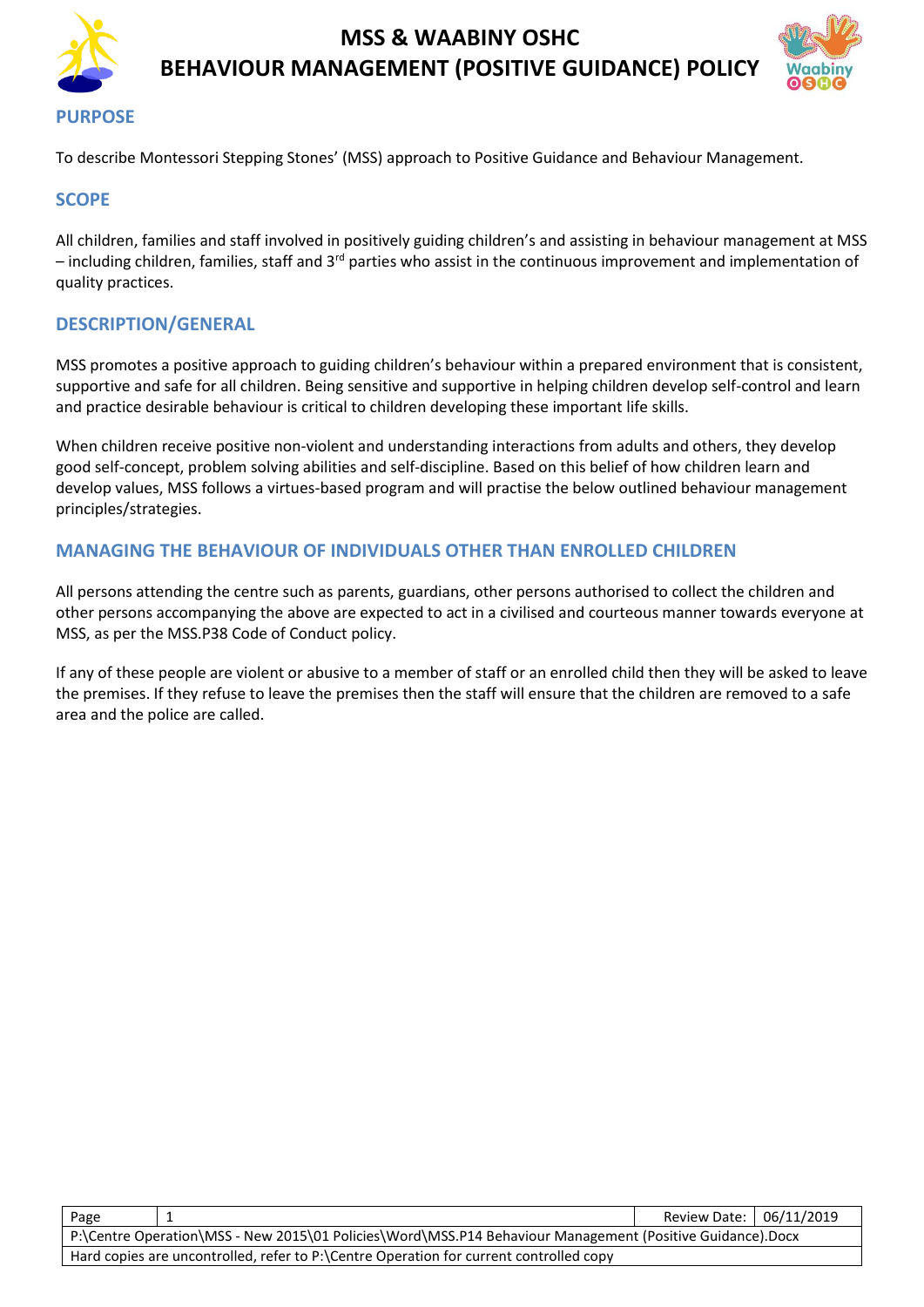# MSS & WAABINY OSHC
# BEHAVIOUR MANAGEMENT (POSITIVE GUIDANCE) POLICY

## PURPOSE

To describe Montessori Stepping Stones' (MSS) approach to Positive Guidance and Behaviour Management.

## SCOPE

All children, families and staff involved in positively guiding children's and assisting in behaviour management at MSS – including children, families, staff and 3rd parties who assist in the continuous improvement and implementation of quality practices.

## DESCRIPTION/GENERAL

MSS promotes a positive approach to guiding children's behaviour within a prepared environment that is consistent, supportive and safe for all children. Being sensitive and supportive in helping children develop self-control and learn and practice desirable behaviour is critical to children developing these important life skills.

When children receive positive non-violent and understanding interactions from adults and others, they develop good self-concept, problem solving abilities and self-discipline. Based on this belief of how children learn and develop values, MSS follows a virtues-based program and will practise the below outlined behaviour management principles/strategies.

## MANAGING THE BEHAVIOUR OF INDIVIDUALS OTHER THAN ENROLLED CHILDREN

All persons attending the centre such as parents, guardians, other persons authorised to collect the children and other persons accompanying the above are expected to act in a civilised and courteous manner towards everyone at MSS, as per the MSS.P38 Code of Conduct policy.

If any of these people are violent or abusive to a member of staff or an enrolled child then they will be asked to leave the premises. If they refuse to leave the premises then the staff will ensure that the children are removed to a safe area and the police are called.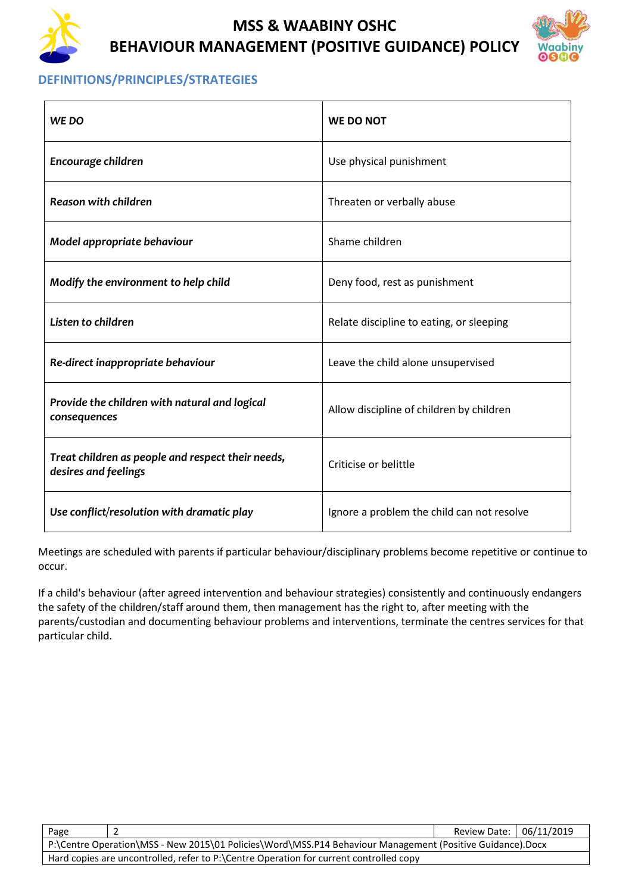## DEFINITIONS/PRINCIPLES/STRATEGIES

| *WE DO* | WE DO NOT |
|---|---|
| *Encourage children* | Use physical punishment |
| *Reason with children* | Threaten or verbally abuse |
| *Model appropriate behaviour* | Shame children |
| *Modify the environment to help child* | Deny food, rest as punishment |
| *Listen to children* | Relate discipline to eating, or sleeping |
| *Re-direct inappropriate behaviour* | Leave the child alone unsupervised |
| *Provide the children with natural and logical consequences* | Allow discipline of children by children |
| *Treat children as people and respect their needs, desires and feelings* | Criticise or belittle |
| *Use conflict/resolution with dramatic play* | Ignore a problem the child can not resolve |

Meetings are scheduled with parents if particular behaviour/disciplinary problems become repetitive or continue to occur.

If a child's behaviour (after agreed intervention and behaviour strategies) consistently and continuously endangers the safety of the children/staff around them, then management has the right to, after meeting with the parents/custodian and documenting behaviour problems and interventions, terminate the centres services for that particular child.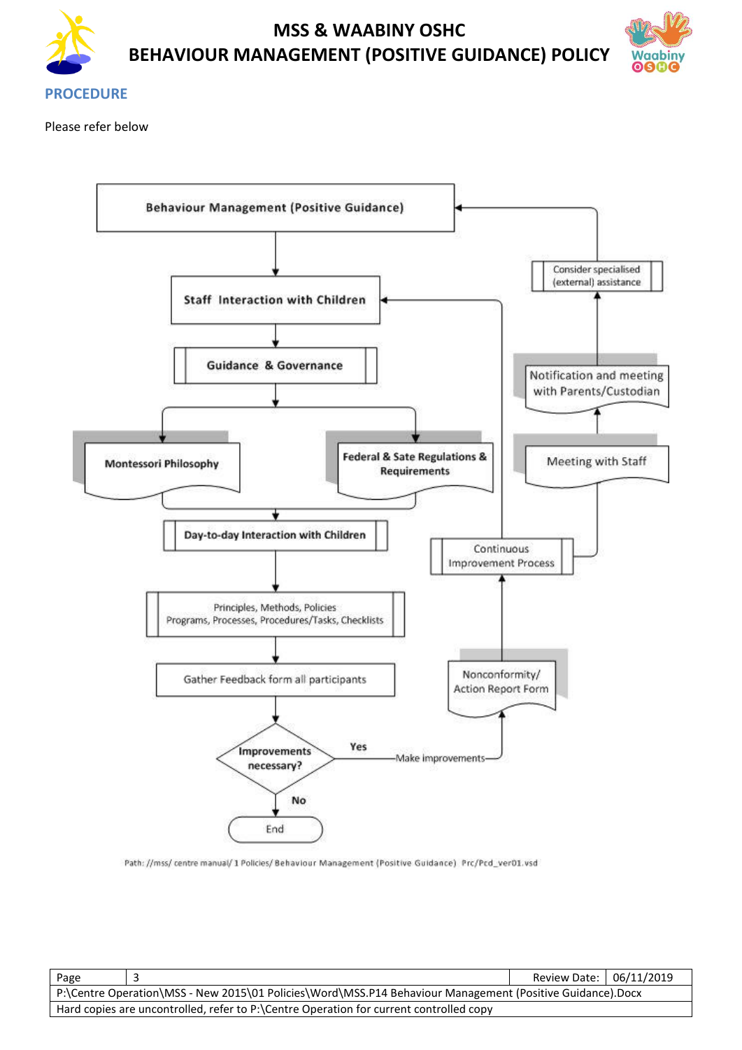## PROCEDURE

Please refer below

Behaviour Management (Positive Guidance)

Staff Interaction with Children

Guidance & Governance

Montessori Philosophy

Federal & Sate Regulations & Requirements

Day-to-day Interaction with Children

Principles, Methods, Policies
Programs, Processes, Procedures/Tasks, Checklists

Gather Feedback form all participants

Improvements necessary?

Yes

Make improvements

No

End

Nonconformity/ Action Report Form

Continuous Improvement Process

Meeting with Staff

Notification and meeting with Parents/Custodian

Consider specialised (external) assistance

Path: //mss/ centre manual/ 1 Policies/ Behaviour Management (Positive Guidance) Prc/Pcd_ver01.vsd